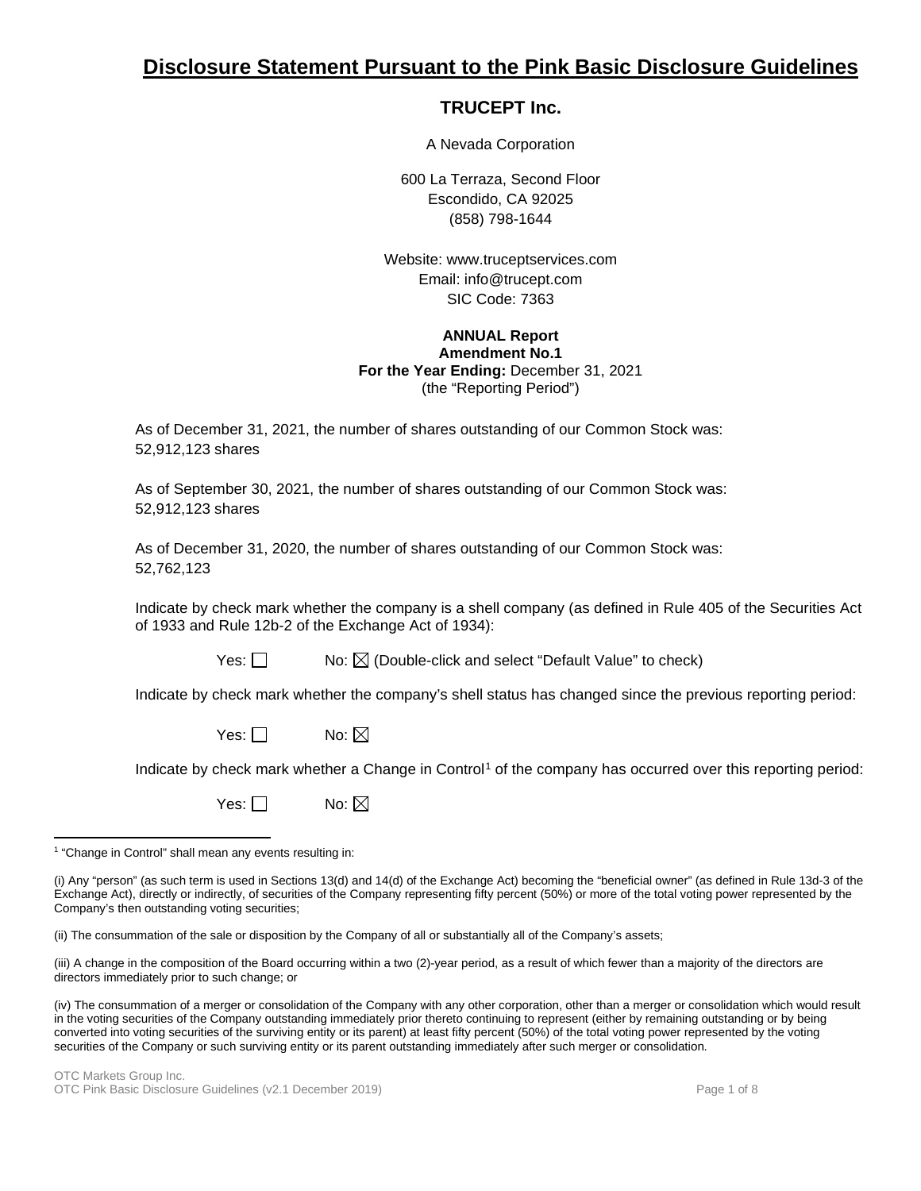# Disclosure Statement Pursuant to the Pink Basic Disclosure Guidelines

## TRUCEPT Inc.

A Nevada Corporation

600 La Terraza, Second Floor
Escondido, CA 92025
(858) 798-1644

Website: www.truceptservices.com
Email: info@trucept.com
SIC Code: 7363

**ANNUAL Report**
**Amendment No.1**
**For the Year Ending:** December 31, 2021
(the "Reporting Period")

As of December 31, 2021, the number of shares outstanding of our Common Stock was:
52,912,123 shares

As of September 30, 2021, the number of shares outstanding of our Common Stock was:
52,912,123 shares

As of December 31, 2020, the number of shares outstanding of our Common Stock was:
52,762,123

Indicate by check mark whether the company is a shell company (as defined in Rule 405 of the Securities Act of 1933 and Rule 12b-2 of the Exchange Act of 1934):

Yes: ☐ No: ☒ (Double-click and select "Default Value" to check)

Indicate by check mark whether the company's shell status has changed since the previous reporting period:

Yes: ☐ No: ☒

Indicate by check mark whether a Change in Control[1] of the company has occurred over this reporting period:

Yes: ☐ No: ☒

---

[1] "Change in Control" shall mean any events resulting in:

(i) Any "person" (as such term is used in Sections 13(d) and 14(d) of the Exchange Act) becoming the "beneficial owner" (as defined in Rule 13d-3 of the Exchange Act), directly or indirectly, of securities of the Company representing fifty percent (50%) or more of the total voting power represented by the Company's then outstanding voting securities;

(ii) The consummation of the sale or disposition by the Company of all or substantially all of the Company's assets;

(iii) A change in the composition of the Board occurring within a two (2)-year period, as a result of which fewer than a majority of the directors are directors immediately prior to such change; or

(iv) The consummation of a merger or consolidation of the Company with any other corporation, other than a merger or consolidation which would result in the voting securities of the Company outstanding immediately prior thereto continuing to represent (either by remaining outstanding or by being converted into voting securities of the surviving entity or its parent) at least fifty percent (50%) of the total voting power represented by the voting securities of the Company or such surviving entity or its parent outstanding immediately after such merger or consolidation.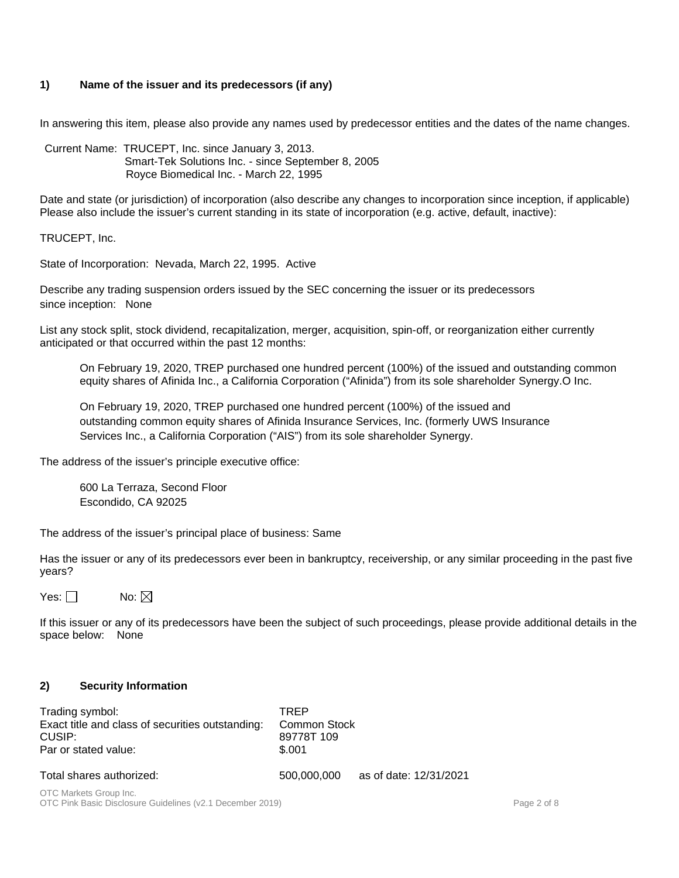## 1) Name of the issuer and its predecessors (if any)

In answering this item, please also provide any names used by predecessor entities and the dates of the name changes.

Current Name: TRUCEPT, Inc. since January 3, 2013.
Smart-Tek Solutions Inc. - since September 8, 2005
Royce Biomedical Inc. - March 22, 1995

Date and state (or jurisdiction) of incorporation (also describe any changes to incorporation since inception, if applicable) Please also include the issuer's current standing in its state of incorporation (e.g. active, default, inactive):

TRUCEPT, Inc.

State of Incorporation: Nevada, March 22, 1995. Active

Describe any trading suspension orders issued by the SEC concerning the issuer or its predecessors since inception: None

List any stock split, stock dividend, recapitalization, merger, acquisition, spin-off, or reorganization either currently anticipated or that occurred within the past 12 months:

> On February 19, 2020, TREP purchased one hundred percent (100%) of the issued and outstanding common equity shares of Afinida Inc., a California Corporation ("Afinida") from its sole shareholder Synergy.O Inc.
>
> On February 19, 2020, TREP purchased one hundred percent (100%) of the issued and outstanding common equity shares of Afinida Insurance Services, Inc. (formerly UWS Insurance Services Inc., a California Corporation ("AIS") from its sole shareholder Synergy.

The address of the issuer's principle executive office:

> 600 La Terraza, Second Floor
> Escondido, CA 92025

The address of the issuer's principal place of business: Same

Has the issuer or any of its predecessors ever been in bankruptcy, receivership, or any similar proceeding in the past five years?

Yes: ☐ No: ☒

If this issuer or any of its predecessors have been the subject of such proceedings, please provide additional details in the space below: None

## 2) Security Information

| | | |
|---|---|---|
| Trading symbol: | TREP | |
| Exact title and class of securities outstanding: | Common Stock | |
| CUSIP: | 89778T 109 | |
| Par or stated value: | $.001 | |
| Total shares authorized: | 500,000,000 | as of date: 12/31/2021 |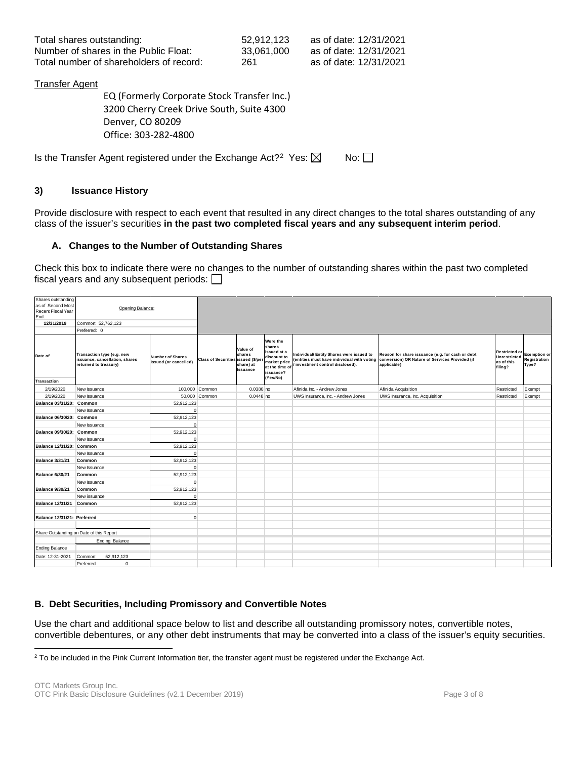| | | |
|---|---|---|
| Total shares outstanding: | 52,912,123 | as of date: 12/31/2021 |
| Number of shares in the Public Float: | 33,061,000 | as of date: 12/31/2021 |
| Total number of shareholders of record: | 261 | as of date: 12/31/2021 |

Transfer Agent

EQ (Formerly Corporate Stock Transfer Inc.)
3200 Cherry Creek Drive South, Suite 4300
Denver, CO 80209
Office: 303-282-4800

Is the Transfer Agent registered under the Exchange Act?[2] Yes: ☒ No: ☐

## 3) Issuance History

Provide disclosure with respect to each event that resulted in any direct changes to the total shares outstanding of any class of the issuer's securities **in the past two completed fiscal years and any subsequent interim period**.

### A. Changes to the Number of Outstanding Shares

Check this box to indicate there were no changes to the number of outstanding shares within the past two completed fiscal years and any subsequent periods: ☐

| Shares outstanding as of Second Most Recent Fiscal Year End. | Opening Balance: | | | | | | | | |
|---|---|---|---|---|---|---|---|---|---|
| 12/31/2019 | Common: 52,762,123 | | | | | | | | |
| | Preferred: 0 | | | | | | | | |
| Date of Transaction | Transaction type (e.g. new issuance, cancellation, shares returned to treasury) | Number of Shares Issued (or cancelled) | Class of Securities | Value of shares issued ($/per share) at Issuance | Were the shares issued at a discount to market price at the time of issuance? (Yes/No) | Individual/ Entity Shares were issued to (entities must have individual with voting / investment control disclosed). | Reason for share issuance (e.g. for cash or debt conversion) OR Nature of Services Provided (if applicable) | Restricted or Unrestricted as of this filing? | Exemption or Registration Type? |
| 2/19/2020 | New Issuance | 100,000 | Common | 0.0380 | no | Afinida Inc. - Andrew Jones | Afinida Acquisition | Restricted | Exempt |
| 2/19/2020 | New Issuance | 50,000 | Common | 0.0448 | no | UWS Insurance, Inc. - Andrew Jones | UWS Insurance, Inc. Acquisition | Restricted | Exempt |
| Balance 03/31/20: | Common | 52,912,123 | | | | | | | |
| | New Issuance | 0 | | | | | | | |
| Balance 06/30/20: | Common | 52,912,123 | | | | | | | |
| | New Issuance | 0 | | | | | | | |
| Balance 09/30/20: | Common | 52,912,123 | | | | | | | |
| | New Issuance | 0 | | | | | | | |
| Balance 12/31/20: | Common | 52,912,123 | | | | | | | |
| | New Issuance | 0 | | | | | | | |
| Balance 3/31/21 | Common | 52,912,123 | | | | | | | |
| | New Issuance | 0 | | | | | | | |
| Balance 6/30/21 | Common | 52,912,123 | | | | | | | |
| | New Issuance | 0 | | | | | | | |
| Balance 9/30/21 | Common | 52,912,123 | | | | | | | |
| | New issuance | 0 | | | | | | | |
| Balance 12/31/21 | Common | 52,912,123 | | | | | | | |
| Balance 12/31/21: | Preferred | 0 | | | | | | | |
| Share Outstanding on Date of this Report | | | | | | | | | |
| | Ending Balance | | | | | | | | |
| Ending Balance | | | | | | | | | |
| Date: 12-31-2021 | Common: 52,912,123 | | | | | | | | |
| | Preferred 0 | | | | | | | | |

### B. Debt Securities, Including Promissory and Convertible Notes

Use the chart and additional space below to list and describe all outstanding promissory notes, convertible notes, convertible debentures, or any other debt instruments that may be converted into a class of the issuer's equity securities.

[2] To be included in the Pink Current Information tier, the transfer agent must be registered under the Exchange Act.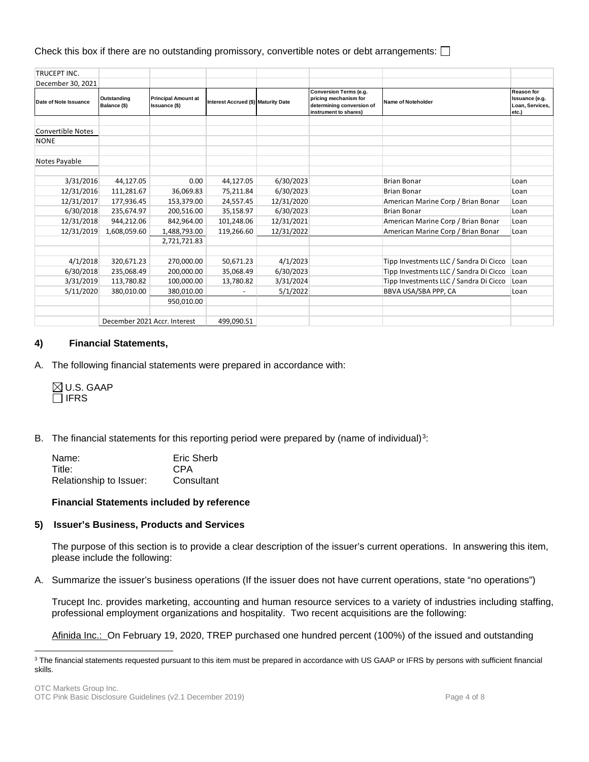Check this box if there are no outstanding promissory, convertible notes or debt arrangements: ☐

| TRUCEPT INC. | | | | | | | |
|---|---|---|---|---|---|---|---|
| December 30, 2021 | | | | | | | |
| **Date of Note Issuance** | **Outstanding Balance ($)** | **Principal Amount at Issuance ($)** | **Interest Accrued ($)** | **Maturity Date** | **Conversion Terms (e.g. pricing mechanism for determining conversion of instrument to shares)** | **Name of Noteholder** | **Reason for Issuance (e.g. Loan, Services, etc.)** |
| | | | | | | | |
| Convertible Notes | | | | | | | |
| NONE | | | | | | | |
| | | | | | | | |
| Notes Payable | | | | | | | |
| | | | | | | | |
| 3/31/2016 | 44,127.05 | 0.00 | 44,127.05 | 6/30/2023 | | Brian Bonar | Loan |
| 12/31/2016 | 111,281.67 | 36,069.83 | 75,211.84 | 6/30/2023 | | Brian Bonar | Loan |
| 12/31/2017 | 177,936.45 | 153,379.00 | 24,557.45 | 12/31/2020 | | American Marine Corp / Brian Bonar | Loan |
| 6/30/2018 | 235,674.97 | 200,516.00 | 35,158.97 | 6/30/2023 | | Brian Bonar | Loan |
| 12/31/2018 | 944,212.06 | 842,964.00 | 101,248.06 | 12/31/2021 | | American Marine Corp / Brian Bonar | Loan |
| 12/31/2019 | 1,608,059.60 | 1,488,793.00 | 119,266.60 | 12/31/2022 | | American Marine Corp / Brian Bonar | Loan |
| | | 2,721,721.83 | | | | | |
| | | | | | | | |
| 4/1/2018 | 320,671.23 | 270,000.00 | 50,671.23 | 4/1/2023 | | Tipp Investments LLC / Sandra Di Cicco | Loan |
| 6/30/2018 | 235,068.49 | 200,000.00 | 35,068.49 | 6/30/2023 | | Tipp Investments LLC / Sandra Di Cicco | Loan |
| 3/31/2019 | 113,780.82 | 100,000.00 | 13,780.82 | 3/31/2024 | | Tipp Investments LLC / Sandra Di Cicco | Loan |
| 5/11/2020 | 380,010.00 | 380,010.00 | - | 5/1/2022 | | BBVA USA/SBA PPP, CA | Loan |
| | | 950,010.00 | | | | | |
| | | | | | | | |
| | December 2021 Accr. Interest | | 499,090.51 | | | | |

## 4) Financial Statements,

A. The following financial statements were prepared in accordance with:

☒ U.S. GAAP
☐ IFRS

B. The financial statements for this reporting period were prepared by (name of individual)[3]:

| | |
|---|---|
| Name: | Eric Sherb |
| Title: | CPA |
| Relationship to Issuer: | Consultant |

**Financial Statements included by reference**

## 5) Issuer's Business, Products and Services

The purpose of this section is to provide a clear description of the issuer's current operations. In answering this item, please include the following:

A. Summarize the issuer's business operations (If the issuer does not have current operations, state "no operations")

Trucept Inc. provides marketing, accounting and human resource services to a variety of industries including staffing, professional employment organizations and hospitality. Two recent acquisitions are the following:

Afinida Inc.: On February 19, 2020, TREP purchased one hundred percent (100%) of the issued and outstanding

[3] The financial statements requested pursuant to this item must be prepared in accordance with US GAAP or IFRS by persons with sufficient financial skills.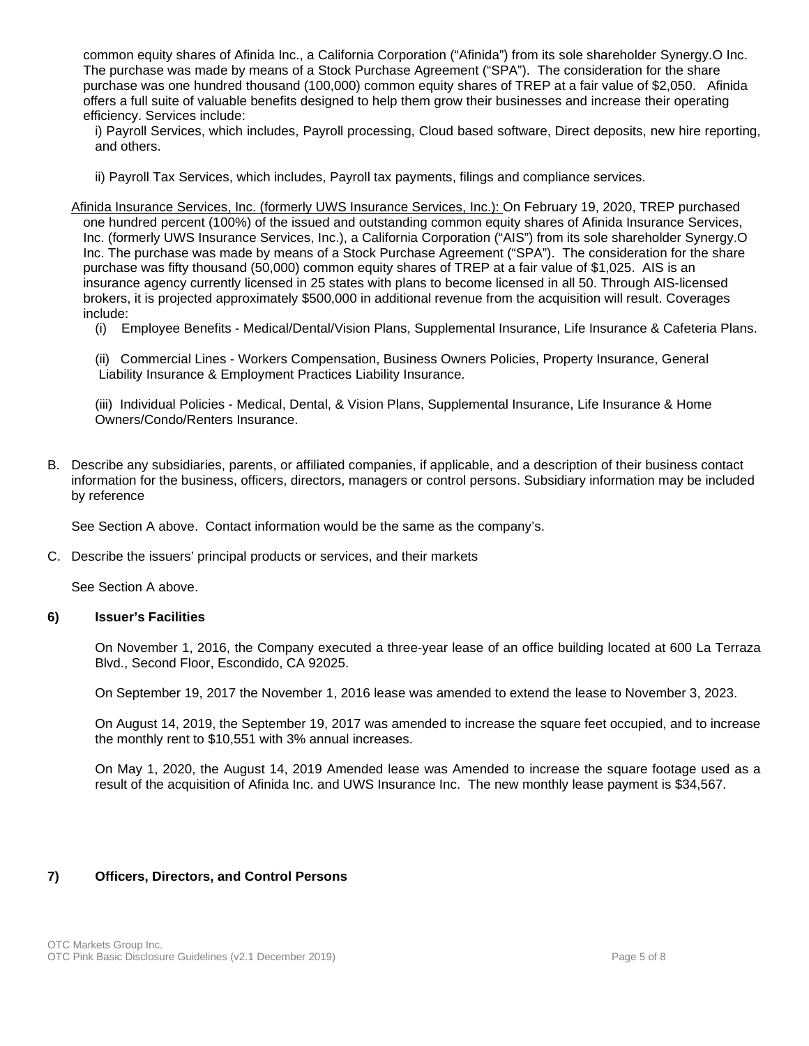common equity shares of Afinida Inc., a California Corporation ("Afinida") from its sole shareholder Synergy.O Inc. The purchase was made by means of a Stock Purchase Agreement ("SPA"). The consideration for the share purchase was one hundred thousand (100,000) common equity shares of TREP at a fair value of $2,050. Afinida offers a full suite of valuable benefits designed to help them grow their businesses and increase their operating efficiency. Services include:

i) Payroll Services, which includes, Payroll processing, Cloud based software, Direct deposits, new hire reporting, and others.

ii) Payroll Tax Services, which includes, Payroll tax payments, filings and compliance services.

Afinida Insurance Services, Inc. (formerly UWS Insurance Services, Inc.): On February 19, 2020, TREP purchased one hundred percent (100%) of the issued and outstanding common equity shares of Afinida Insurance Services, Inc. (formerly UWS Insurance Services, Inc.), a California Corporation ("AIS") from its sole shareholder Synergy.O Inc. The purchase was made by means of a Stock Purchase Agreement ("SPA"). The consideration for the share purchase was fifty thousand (50,000) common equity shares of TREP at a fair value of $1,025. AIS is an insurance agency currently licensed in 25 states with plans to become licensed in all 50. Through AIS-licensed brokers, it is projected approximately $500,000 in additional revenue from the acquisition will result. Coverages include:

(i) Employee Benefits - Medical/Dental/Vision Plans, Supplemental Insurance, Life Insurance & Cafeteria Plans.

(ii) Commercial Lines - Workers Compensation, Business Owners Policies, Property Insurance, General Liability Insurance & Employment Practices Liability Insurance.

(iii) Individual Policies - Medical, Dental, & Vision Plans, Supplemental Insurance, Life Insurance & Home Owners/Condo/Renters Insurance.

B. Describe any subsidiaries, parents, or affiliated companies, if applicable, and a description of their business contact information for the business, officers, directors, managers or control persons. Subsidiary information may be included by reference

See Section A above. Contact information would be the same as the company's.

C. Describe the issuers' principal products or services, and their markets

See Section A above.

## 6) Issuer's Facilities

On November 1, 2016, the Company executed a three-year lease of an office building located at 600 La Terraza Blvd., Second Floor, Escondido, CA 92025.

On September 19, 2017 the November 1, 2016 lease was amended to extend the lease to November 3, 2023.

On August 14, 2019, the September 19, 2017 was amended to increase the square feet occupied, and to increase the monthly rent to $10,551 with 3% annual increases.

On May 1, 2020, the August 14, 2019 Amended lease was Amended to increase the square footage used as a result of the acquisition of Afinida Inc. and UWS Insurance Inc. The new monthly lease payment is $34,567.

## 7) Officers, Directors, and Control Persons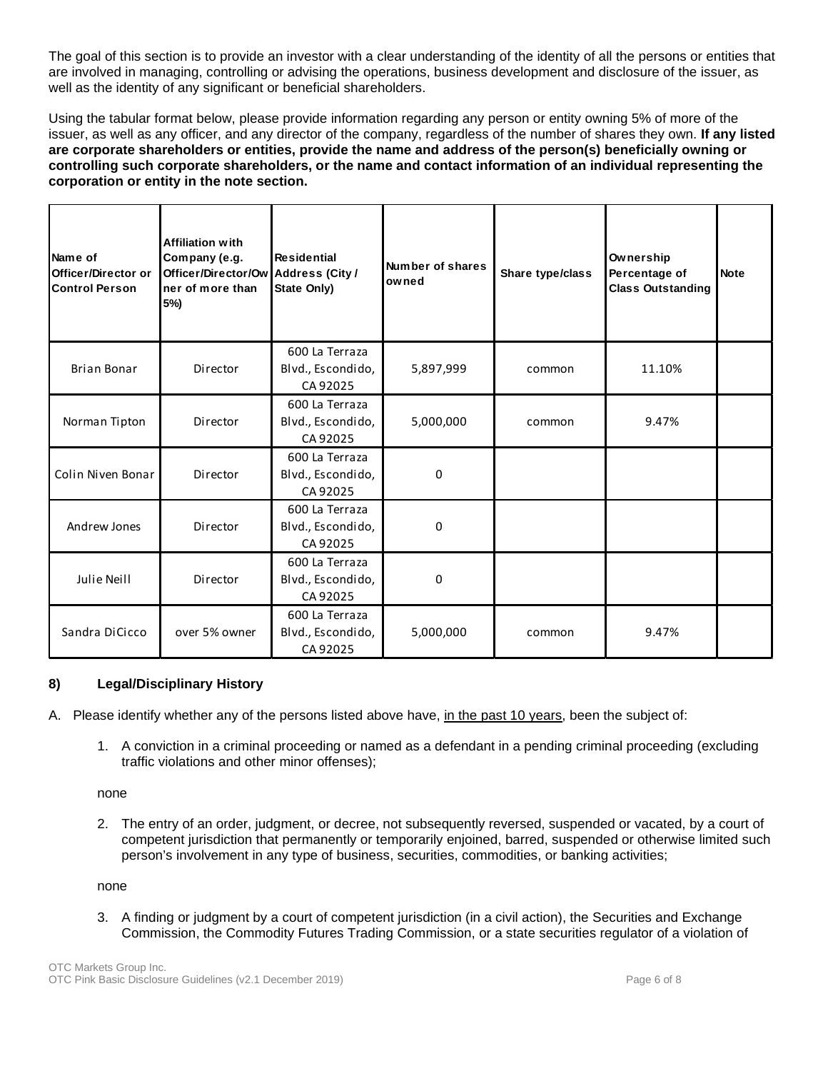The goal of this section is to provide an investor with a clear understanding of the identity of all the persons or entities that are involved in managing, controlling or advising the operations, business development and disclosure of the issuer, as well as the identity of any significant or beneficial shareholders.

Using the tabular format below, please provide information regarding any person or entity owning 5% of more of the issuer, as well as any officer, and any director of the company, regardless of the number of shares they own. **If any listed are corporate shareholders or entities, provide the name and address of the person(s) beneficially owning or controlling such corporate shareholders, or the name and contact information of an individual representing the corporation or entity in the note section.**

| Name of Officer/Director or Control Person | Affiliation with Company (e.g. Officer/Director/Owner of more than 5%) | Residential Address (City / State Only) | Number of shares owned | Share type/class | Ownership Percentage of Class Outstanding | Note |
|---|---|---|---|---|---|---|
| Brian Bonar | Director | 600 La Terraza Blvd., Escondido, CA 92025 | 5,897,999 | common | 11.10% | |
| Norman Tipton | Director | 600 La Terraza Blvd., Escondido, CA 92025 | 5,000,000 | common | 9.47% | |
| Colin Niven Bonar | Director | 600 La Terraza Blvd., Escondido, CA 92025 | 0 | | | |
| Andrew Jones | Director | 600 La Terraza Blvd., Escondido, CA 92025 | 0 | | | |
| Julie Neill | Director | 600 La Terraza Blvd., Escondido, CA 92025 | 0 | | | |
| Sandra DiCicco | over 5% owner | 600 La Terraza Blvd., Escondido, CA 92025 | 5,000,000 | common | 9.47% | |

## 8) Legal/Disciplinary History

A. Please identify whether any of the persons listed above have, in the past 10 years, been the subject of:

1. A conviction in a criminal proceeding or named as a defendant in a pending criminal proceeding (excluding traffic violations and other minor offenses);

   none

2. The entry of an order, judgment, or decree, not subsequently reversed, suspended or vacated, by a court of competent jurisdiction that permanently or temporarily enjoined, barred, suspended or otherwise limited such person's involvement in any type of business, securities, commodities, or banking activities;

   none

3. A finding or judgment by a court of competent jurisdiction (in a civil action), the Securities and Exchange Commission, the Commodity Futures Trading Commission, or a state securities regulator of a violation of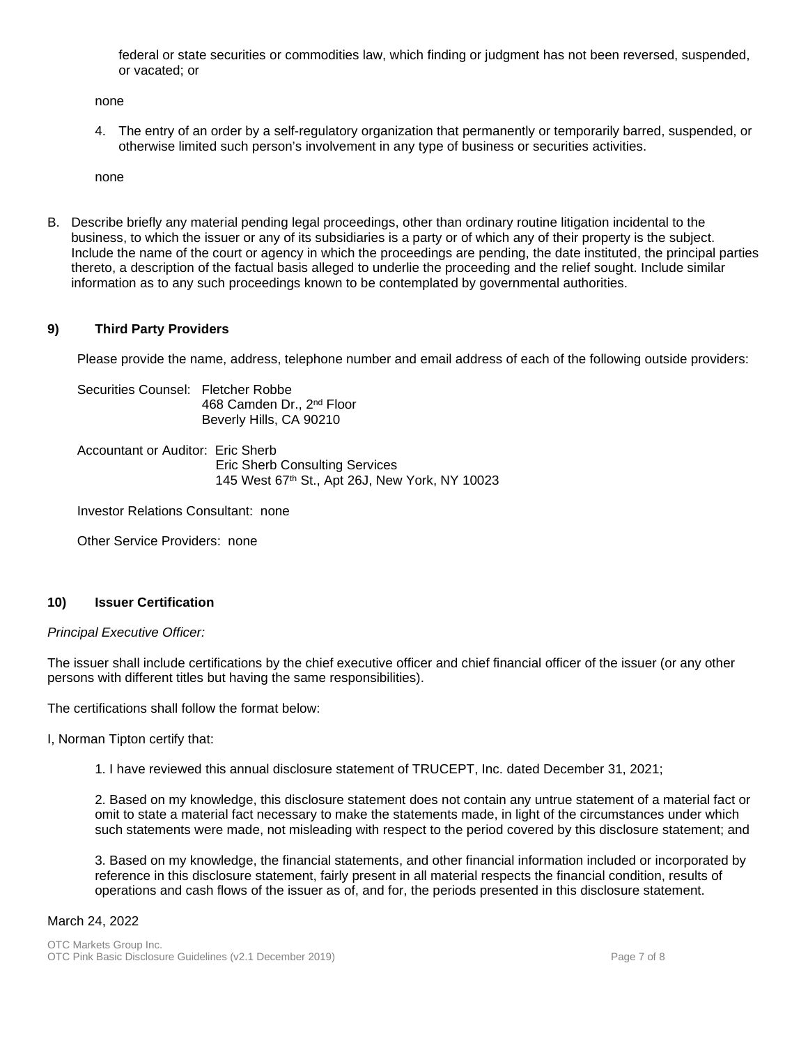federal or state securities or commodities law, which finding or judgment has not been reversed, suspended, or vacated; or

none

4. The entry of an order by a self-regulatory organization that permanently or temporarily barred, suspended, or otherwise limited such person's involvement in any type of business or securities activities.

none

B. Describe briefly any material pending legal proceedings, other than ordinary routine litigation incidental to the business, to which the issuer or any of its subsidiaries is a party or of which any of their property is the subject. Include the name of the court or agency in which the proceedings are pending, the date instituted, the principal parties thereto, a description of the factual basis alleged to underlie the proceeding and the relief sought. Include similar information as to any such proceedings known to be contemplated by governmental authorities.

## 9) Third Party Providers

Please provide the name, address, telephone number and email address of each of the following outside providers:

Securities Counsel: Fletcher Robbe
468 Camden Dr., 2nd Floor
Beverly Hills, CA 90210

Accountant or Auditor: Eric Sherb
Eric Sherb Consulting Services
145 West 67th St., Apt 26J, New York, NY 10023

Investor Relations Consultant: none

Other Service Providers: none

## 10) Issuer Certification

*Principal Executive Officer:*

The issuer shall include certifications by the chief executive officer and chief financial officer of the issuer (or any other persons with different titles but having the same responsibilities).

The certifications shall follow the format below:

I, Norman Tipton certify that:

1. I have reviewed this annual disclosure statement of TRUCEPT, Inc. dated December 31, 2021;

2. Based on my knowledge, this disclosure statement does not contain any untrue statement of a material fact or omit to state a material fact necessary to make the statements made, in light of the circumstances under which such statements were made, not misleading with respect to the period covered by this disclosure statement; and

3. Based on my knowledge, the financial statements, and other financial information included or incorporated by reference in this disclosure statement, fairly present in all material respects the financial condition, results of operations and cash flows of the issuer as of, and for, the periods presented in this disclosure statement.

March 24, 2022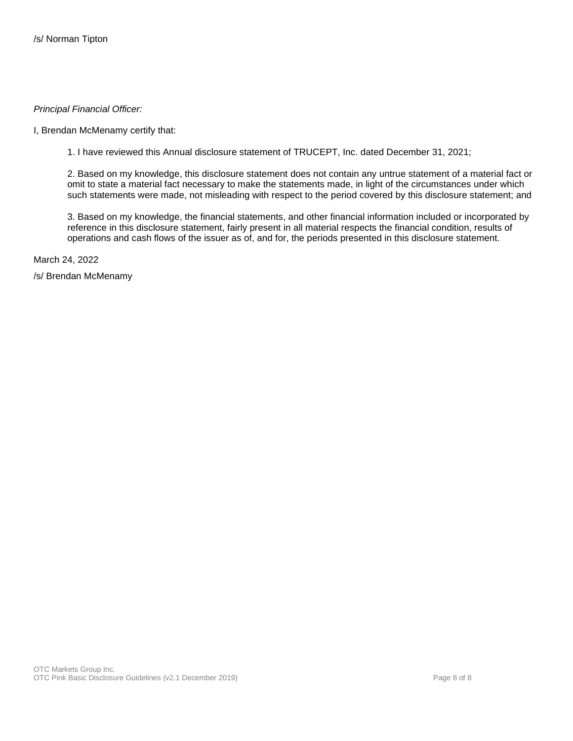/s/ Norman Tipton

*Principal Financial Officer:*

I, Brendan McMenamy certify that:

1. I have reviewed this Annual disclosure statement of TRUCEPT, Inc. dated December 31, 2021;

2. Based on my knowledge, this disclosure statement does not contain any untrue statement of a material fact or omit to state a material fact necessary to make the statements made, in light of the circumstances under which such statements were made, not misleading with respect to the period covered by this disclosure statement; and

3. Based on my knowledge, the financial statements, and other financial information included or incorporated by reference in this disclosure statement, fairly present in all material respects the financial condition, results of operations and cash flows of the issuer as of, and for, the periods presented in this disclosure statement.

March 24, 2022

/s/ Brendan McMenamy